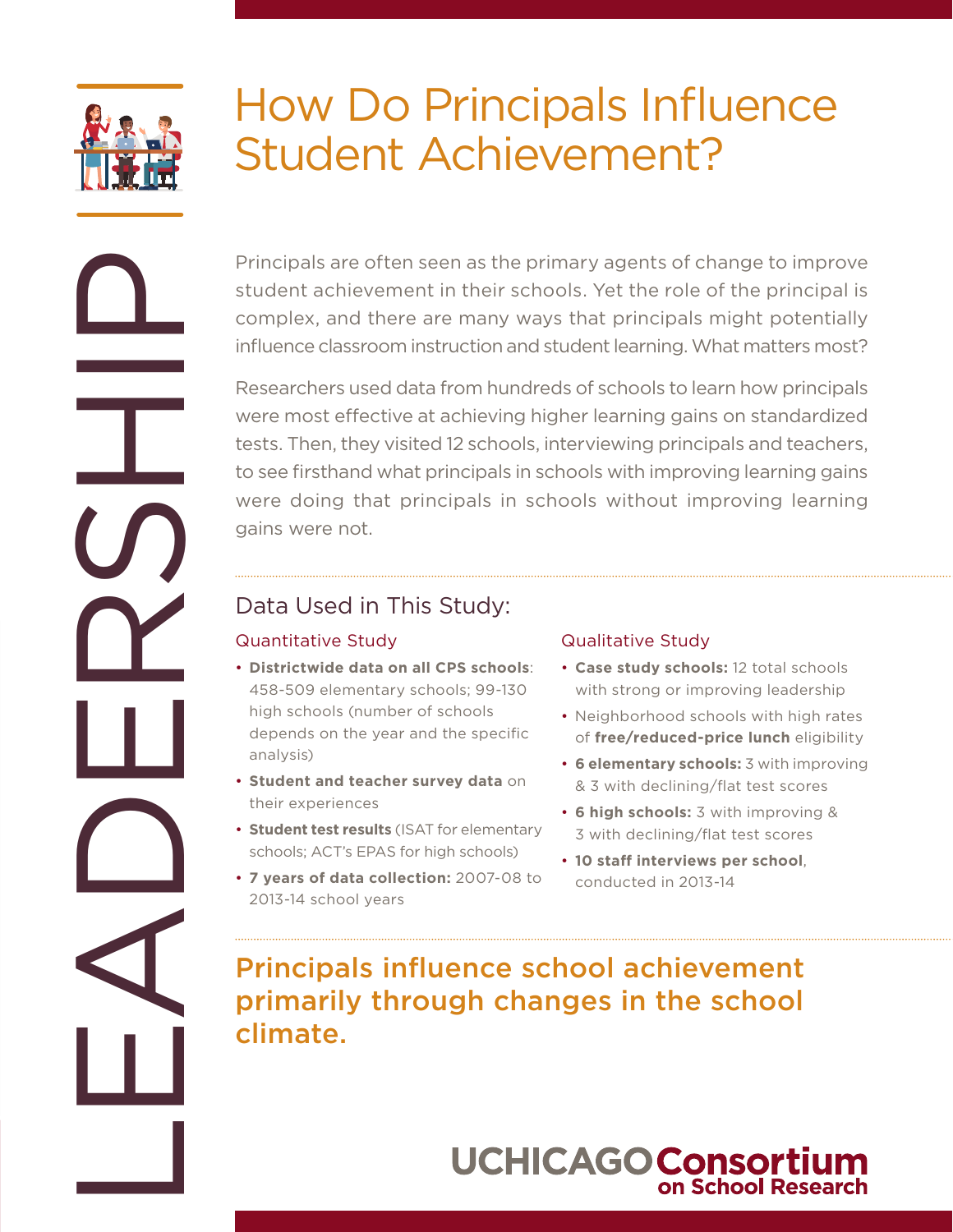LEADERSHIP

# How Do Principals Influence Student Achievement?

Principals are often seen as the primary agents of change to improve student achievement in their schools. Yet the role of the principal is complex, and there are many ways that principals might potentially influence classroom instruction and student learning. What matters most?

Researchers used data from hundreds of schools to learn how principals were most effective at achieving higher learning gains on standardized tests. Then, they visited 12 schools, interviewing principals and teachers, to see firsthand what principals in schools with improving learning gains were doing that principals in schools without improving learning gains were not.

## Data Used in This Study:

### Quantitative Study

- **Districtwide data on all CPS schools**: 458-509 elementary schools; 99-130 high schools (number of schools depends on the year and the specific analysis)
- **Student and teacher survey data** on their experiences
- **Student test results** (ISAT for elementary schools; ACT's EPAS for high schools)
- **7 years of data collection:** 2007-08 to 2013-14 school years

### Qualitative Study

- **Case study schools:** 12 total schools with strong or improving leadership
- Neighborhood schools with high rates of **free/reduced-price lunch** eligibility
- **6 elementary schools:** 3 with improving & 3 with declining/flat test scores
- **6 high schools:** 3 with improving & 3 with declining/flat test scores
- **10 staff interviews per school**, conducted in 2013-14

## Principals influence school achievement primarily through changes in the school climate.

UCHICAGO Consortium on School Research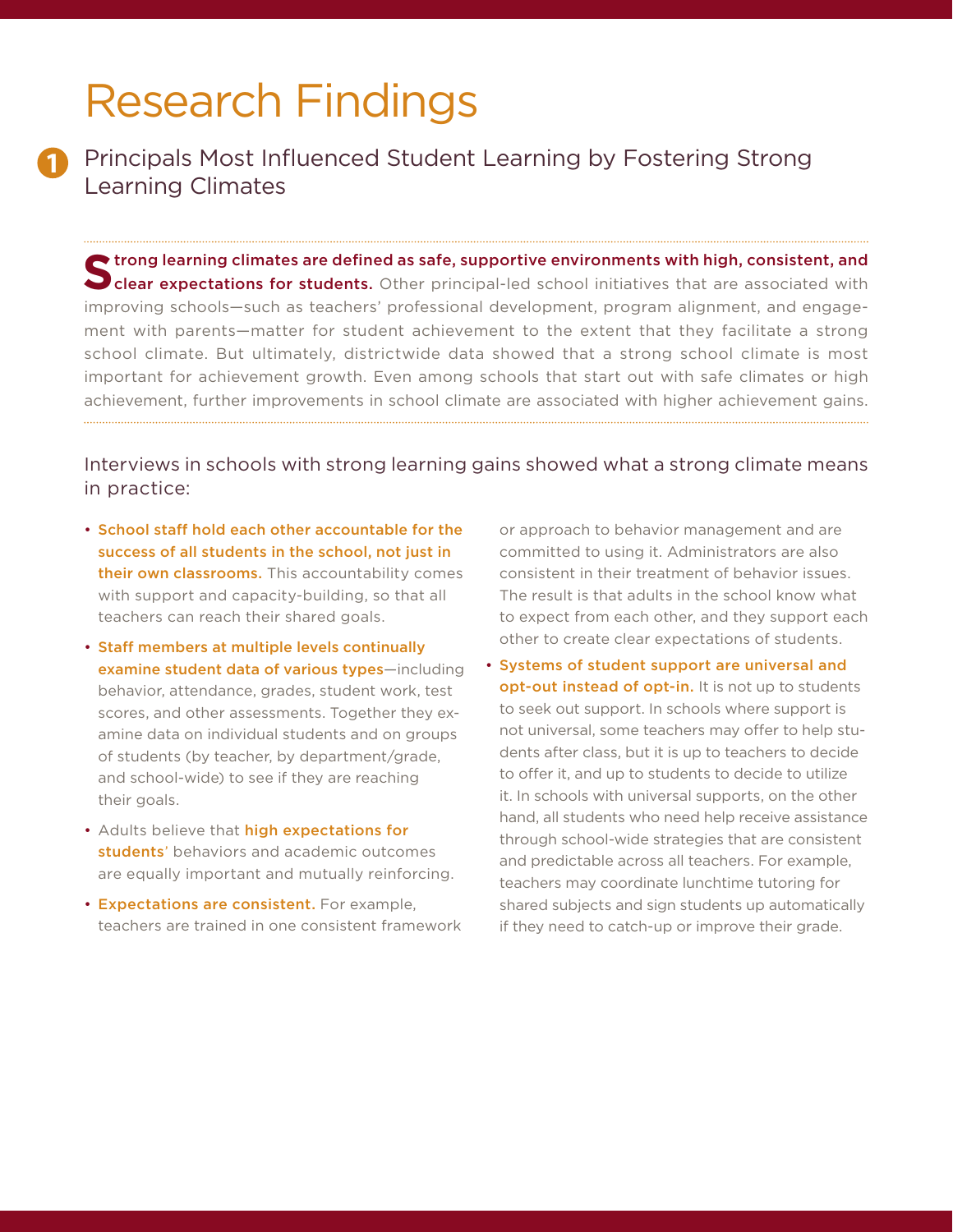# Research Findings

## 1 Principals Most Influenced Student Learning by Fostering Strong Learning Climates

**Strong learning climates are defined as safe, supportive environments with high, consistent, and clear expectations for students.** Other principal-led school initiatives that are associated with improving schools—such as teachers' professional development, program alignment, and engagement with parents—matter for student achievement to the extent that they facilitate a strong school climate. But ultimately, districtwide data showed that a strong school climate is most important for achievement growth. Even among schools that start out with safe climates or high achievement, further improvements in school climate are associated with higher achievement gains.

Interviews in schools with strong learning gains showed what a strong climate means in practice:

- **School staff hold each other accountable for the success of all students in the school, not just in their own classrooms.** This accountability comes with support and capacity-building, so that all teachers can reach their shared goals.
- **Staff members at multiple levels continually examine student data of various types**—including behavior, attendance, grades, student work, test scores, and other assessments. Together they examine data on individual students and on groups of students (by teacher, by department/grade, and school-wide) to see if they are reaching their goals.
- Adults believe that **high expectations for students**' behaviors and academic outcomes are equally important and mutually reinforcing.
- **Expectations are consistent.** For example, teachers are trained in one consistent framework or approach to behavior management and are committed to using it. Administrators are also consistent in their treatment of behavior issues. The result is that adults in the school know what to expect from each other, and they support each other to create clear expectations of students.
- **Systems of student support are universal and opt-out instead of opt-in.** It is not up to students to seek out support. In schools where support is not universal, some teachers may offer to help students after class, but it is up to teachers to decide to offer it, and up to students to decide to utilize it. In schools with universal supports, on the other hand, all students who need help receive assistance through school-wide strategies that are consistent and predictable across all teachers. For example, teachers may coordinate lunchtime tutoring for shared subjects and sign students up automatically if they need to catch-up or improve their grade.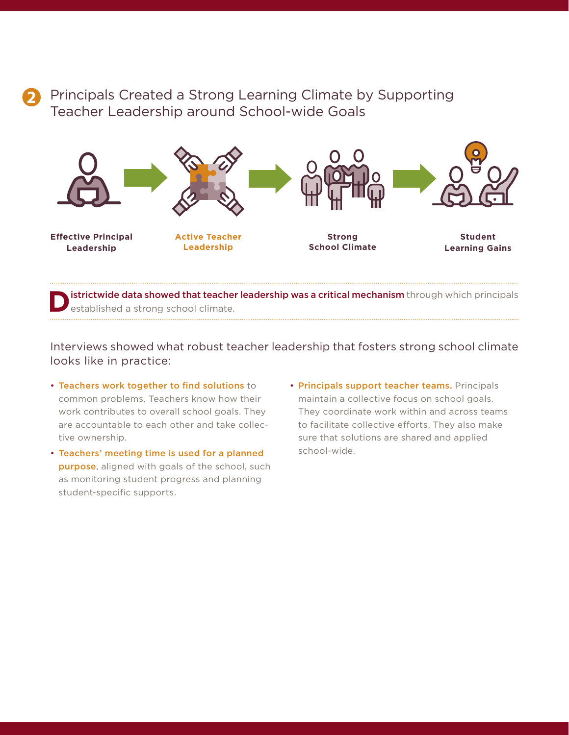## 2 Principals Created a Strong Learning Climate by Supporting Teacher Leadership around School-wide Goals

**Effective Principal Leadership** → **Active Teacher Leadership** → **Strong School Climate** → **Student Learning Gains**

**Districtwide data showed that teacher leadership was a critical mechanism** through which principals established a strong school climate.

Interviews showed what robust teacher leadership that fosters strong school climate looks like in practice:

- **Teachers work together to find solutions** to common problems. Teachers know how their work contributes to overall school goals. They are accountable to each other and take collective ownership.
- **Teachers' meeting time is used for a planned purpose**, aligned with goals of the school, such as monitoring student progress and planning student-specific supports.
- **Principals support teacher teams.** Principals maintain a collective focus on school goals. They coordinate work within and across teams to facilitate collective efforts. They also make sure that solutions are shared and applied school-wide.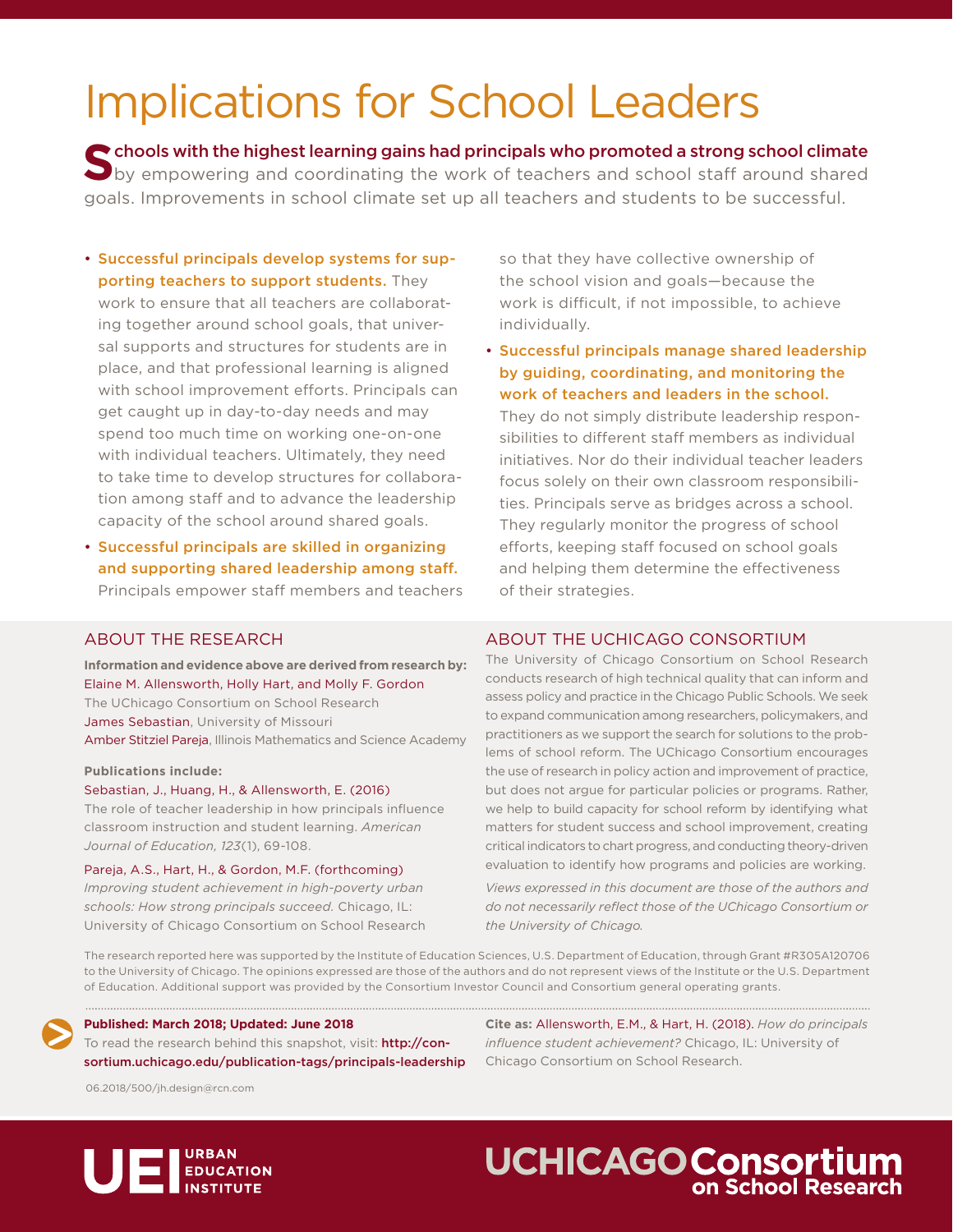# Implications for School Leaders

**Schools with the highest learning gains had principals who promoted a strong school climate** by empowering and coordinating the work of teachers and school staff around shared goals. Improvements in school climate set up all teachers and students to be successful.

- **Successful principals develop systems for supporting teachers to support students.** They work to ensure that all teachers are collaborating together around school goals, that universal supports and structures for students are in place, and that professional learning is aligned with school improvement efforts. Principals can get caught up in day-to-day needs and may spend too much time on working one-on-one with individual teachers. Ultimately, they need to take time to develop structures for collaboration among staff and to advance the leadership capacity of the school around shared goals.
- **Successful principals are skilled in organizing and supporting shared leadership among staff.** Principals empower staff members and teachers so that they have collective ownership of the school vision and goals—because the work is difficult, if not impossible, to achieve individually.
- **Successful principals manage shared leadership by guiding, coordinating, and monitoring the work of teachers and leaders in the school.** They do not simply distribute leadership responsibilities to different staff members as individual initiatives. Nor do their individual teacher leaders focus solely on their own classroom responsibilities. Principals serve as bridges across a school. They regularly monitor the progress of school efforts, keeping staff focused on school goals and helping them determine the effectiveness of their strategies.

## ABOUT THE RESEARCH

**Information and evidence above are derived from research by:**
Elaine M. Allensworth, Holly Hart, and Molly F. Gordon
The UChicago Consortium on School Research
James Sebastian, University of Missouri
Amber Stitziel Pareja, Illinois Mathematics and Science Academy

**Publications include:**

Sebastian, J., Huang, H., & Allensworth, E. (2016)
The role of teacher leadership in how principals influence classroom instruction and student learning. *American Journal of Education, 123*(1), 69-108.

Pareja, A.S., Hart, H., & Gordon, M.F. (forthcoming)
*Improving student achievement in high-poverty urban schools: How strong principals succeed.* Chicago, IL: University of Chicago Consortium on School Research

## ABOUT THE UCHICAGO CONSORTIUM

The University of Chicago Consortium on School Research conducts research of high technical quality that can inform and assess policy and practice in the Chicago Public Schools. We seek to expand communication among researchers, policymakers, and practitioners as we support the search for solutions to the problems of school reform. The UChicago Consortium encourages the use of research in policy action and improvement of practice, but does not argue for particular policies or programs. Rather, we help to build capacity for school reform by identifying what matters for student success and school improvement, creating critical indicators to chart progress, and conducting theory-driven evaluation to identify how programs and policies are working.

*Views expressed in this document are those of the authors and do not necessarily reflect those of the UChicago Consortium or the University of Chicago.*

The research reported here was supported by the Institute of Education Sciences, U.S. Department of Education, through Grant #R305A120706 to the University of Chicago. The opinions expressed are those of the authors and do not represent views of the Institute or the U.S. Department of Education. Additional support was provided by the Consortium Investor Council and Consortium general operating grants.

**Published: March 2018; Updated: June 2018**
To read the research behind this snapshot, visit: **http://consortium.uchicago.edu/publication-tags/principals-leadership**

**Cite as:** Allensworth, E.M., & Hart, H. (2018). *How do principals influence student achievement?* Chicago, IL: University of Chicago Consortium on School Research.

06.2018/500/jh.design@rcn.com

UEI URBAN EDUCATION INSTITUTE

UCHICAGO Consortium on School Research